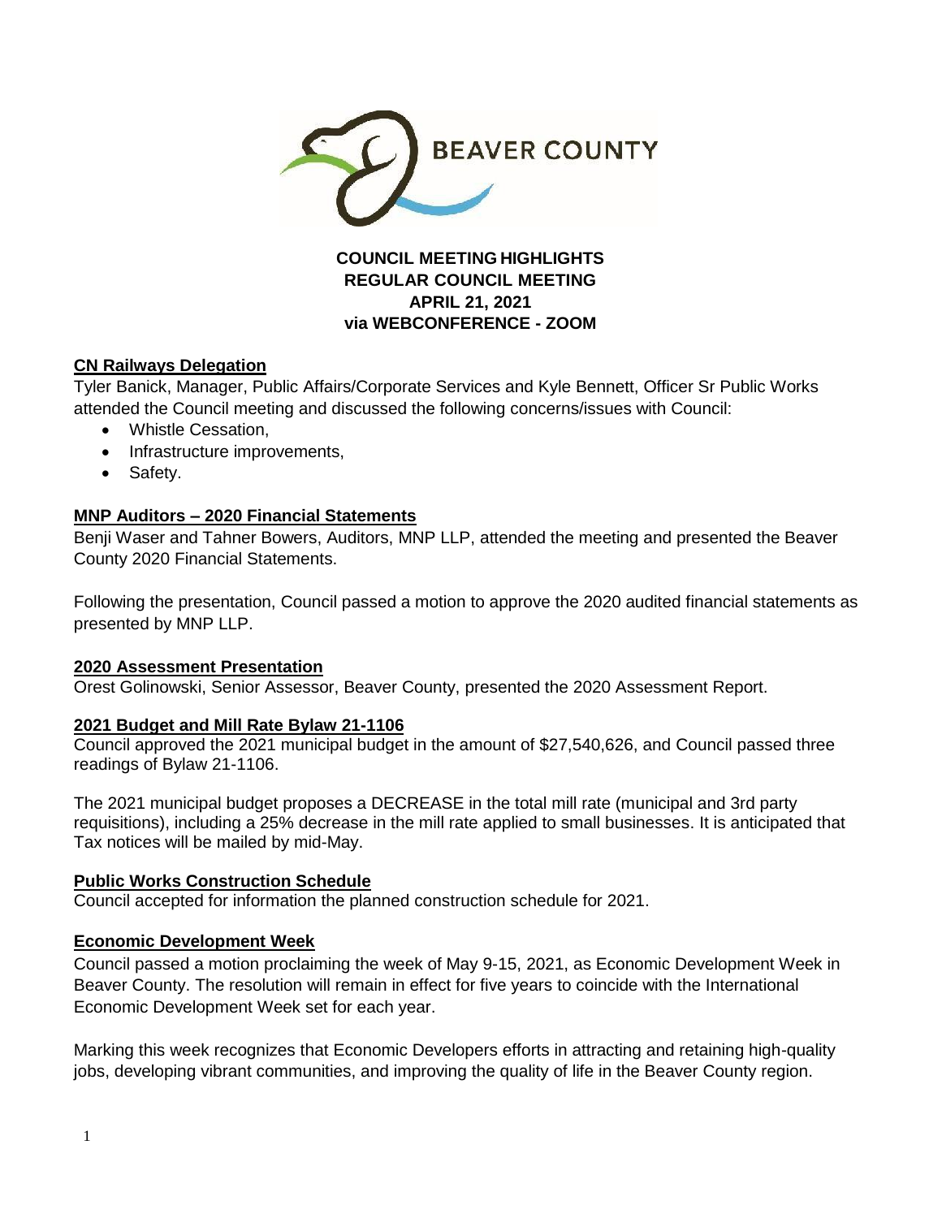# BEAVER COUNTY

## COUNCIL MEETING HIGHLIGHTS
## REGULAR COUNCIL MEETING
## APRIL 21, 2021
## via WEBCONFERENCE - ZOOM

### CN Railways Delegation

Tyler Banick, Manager, Public Affairs/Corporate Services and Kyle Bennett, Officer Sr Public Works attended the Council meeting and discussed the following concerns/issues with Council:

- Whistle Cessation,
- Infrastructure improvements,
- Safety.

### MNP Auditors – 2020 Financial Statements

Benji Waser and Tahner Bowers, Auditors, MNP LLP, attended the meeting and presented the Beaver County 2020 Financial Statements.

Following the presentation, Council passed a motion to approve the 2020 audited financial statements as presented by MNP LLP.

### 2020 Assessment Presentation

Orest Golinowski, Senior Assessor, Beaver County, presented the 2020 Assessment Report.

### 2021 Budget and Mill Rate Bylaw 21-1106

Council approved the 2021 municipal budget in the amount of $27,540,626, and Council passed three readings of Bylaw 21-1106.

The 2021 municipal budget proposes a DECREASE in the total mill rate (municipal and 3rd party requisitions), including a 25% decrease in the mill rate applied to small businesses. It is anticipated that Tax notices will be mailed by mid-May.

### Public Works Construction Schedule

Council accepted for information the planned construction schedule for 2021.

### Economic Development Week

Council passed a motion proclaiming the week of May 9-15, 2021, as Economic Development Week in Beaver County. The resolution will remain in effect for five years to coincide with the International Economic Development Week set for each year.

Marking this week recognizes that Economic Developers efforts in attracting and retaining high-quality jobs, developing vibrant communities, and improving the quality of life in the Beaver County region.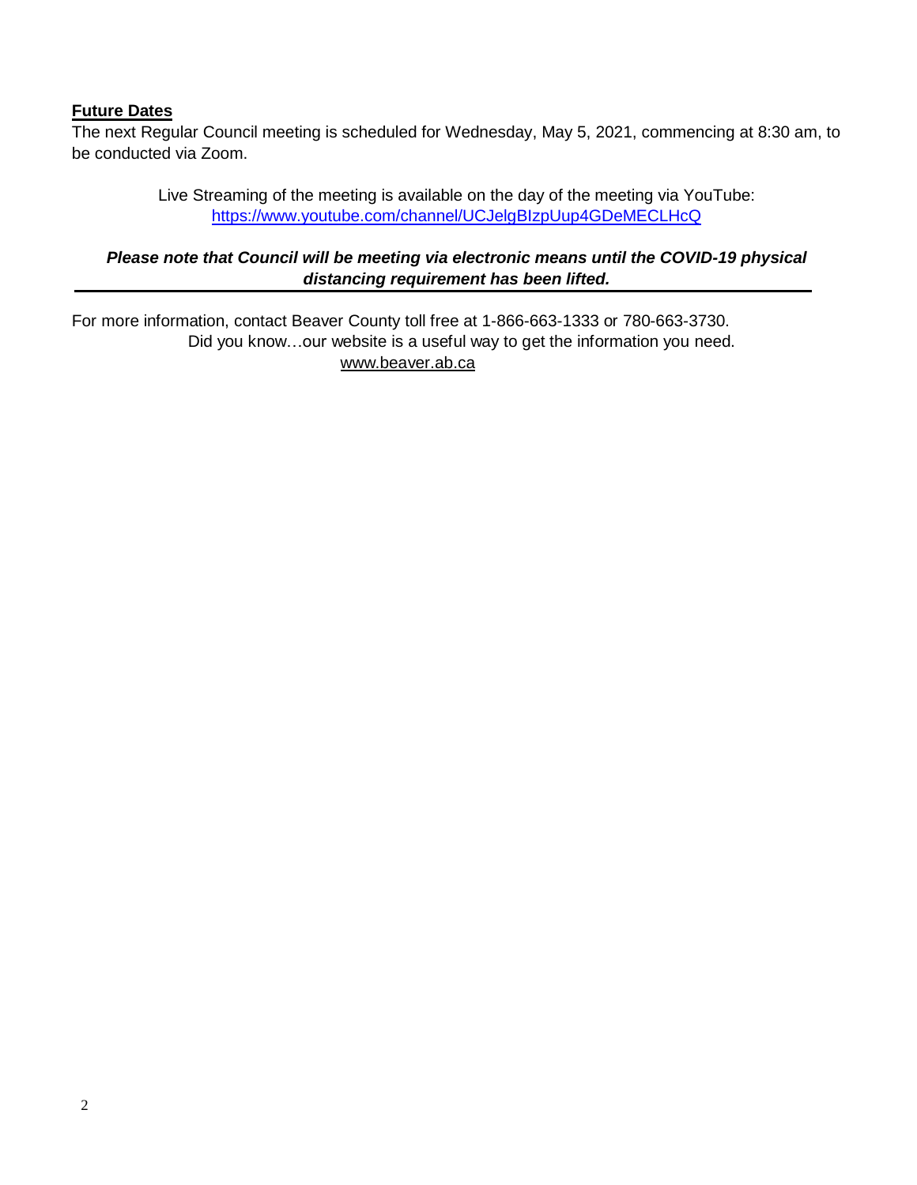**Future Dates**

The next Regular Council meeting is scheduled for Wednesday, May 5, 2021, commencing at 8:30 am, to be conducted via Zoom.

Live Streaming of the meeting is available on the day of the meeting via YouTube:
https://www.youtube.com/channel/UCJelgBIzpUup4GDeMECLHcQ

***Please note that Council will be meeting via electronic means until the COVID-19 physical distancing requirement has been lifted.***

---

For more information, contact Beaver County toll free at 1-866-663-1333 or 780-663-3730.
Did you know…our website is a useful way to get the information you need.
www.beaver.ab.ca